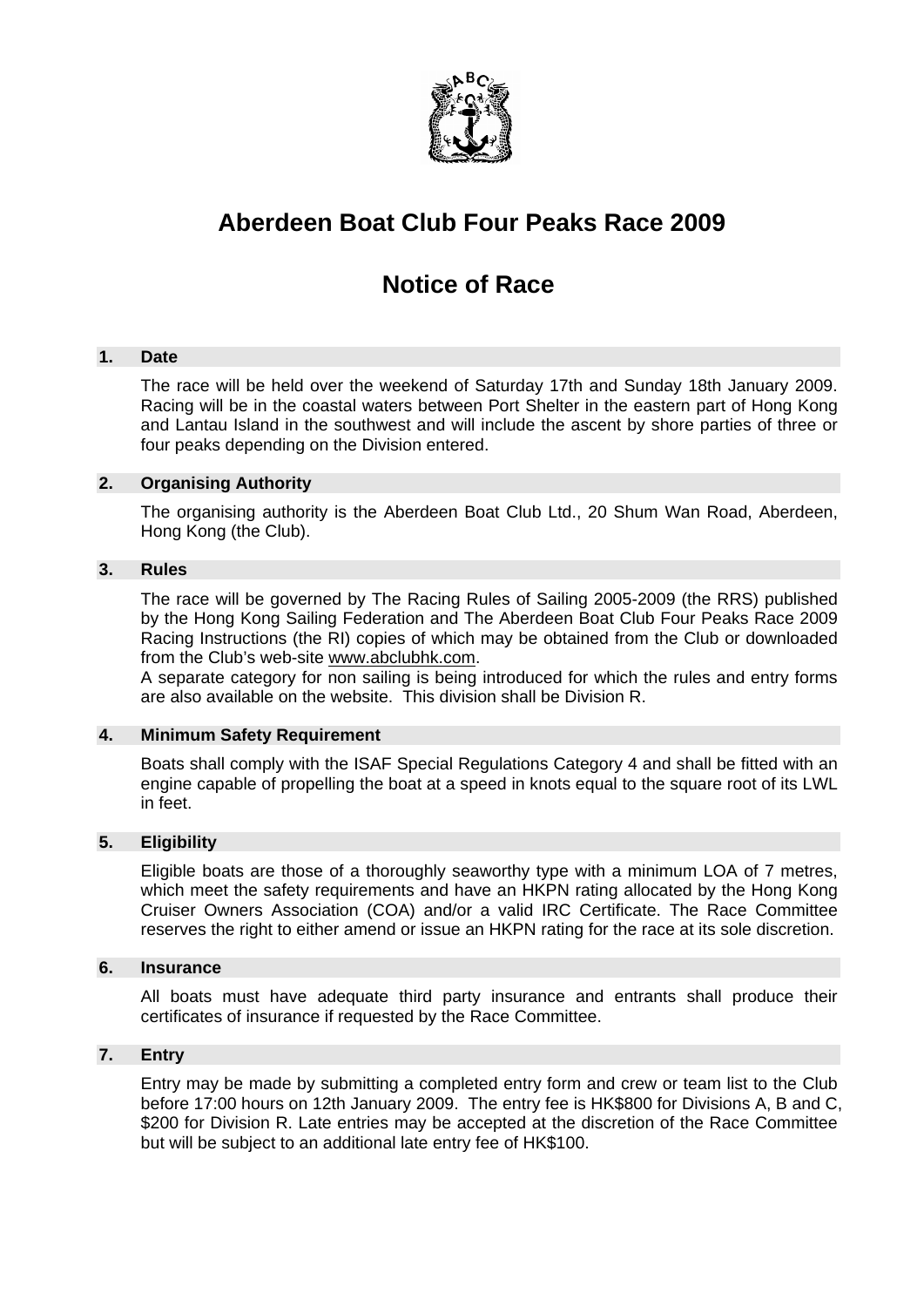# Aberdeen Boat Club Four Peaks Race 2009

## Notice of Race

### 1. Date

The race will be held over the weekend of Saturday 17th and Sunday 18th January 2009. Racing will be in the coastal waters between Port Shelter in the eastern part of Hong Kong and Lantau Island in the southwest and will include the ascent by shore parties of three or four peaks depending on the Division entered.

### 2. Organising Authority

The organising authority is the Aberdeen Boat Club Ltd., 20 Shum Wan Road, Aberdeen, Hong Kong (the Club).

### 3. Rules

The race will be governed by The Racing Rules of Sailing 2005-2009 (the RRS) published by the Hong Kong Sailing Federation and The Aberdeen Boat Club Four Peaks Race 2009 Racing Instructions (the RI) copies of which may be obtained from the Club or downloaded from the Club's web-site www.abclubhk.com.

A separate category for non sailing is being introduced for which the rules and entry forms are also available on the website. This division shall be Division R.

### 4. Minimum Safety Requirement

Boats shall comply with the ISAF Special Regulations Category 4 and shall be fitted with an engine capable of propelling the boat at a speed in knots equal to the square root of its LWL in feet.

### 5. Eligibility

Eligible boats are those of a thoroughly seaworthy type with a minimum LOA of 7 metres, which meet the safety requirements and have an HKPN rating allocated by the Hong Kong Cruiser Owners Association (COA) and/or a valid IRC Certificate. The Race Committee reserves the right to either amend or issue an HKPN rating for the race at its sole discretion.

### 6. Insurance

All boats must have adequate third party insurance and entrants shall produce their certificates of insurance if requested by the Race Committee.

### 7. Entry

Entry may be made by submitting a completed entry form and crew or team list to the Club before 17:00 hours on 12th January 2009. The entry fee is HK$800 for Divisions A, B and C, $200 for Division R. Late entries may be accepted at the discretion of the Race Committee but will be subject to an additional late entry fee of HK$100.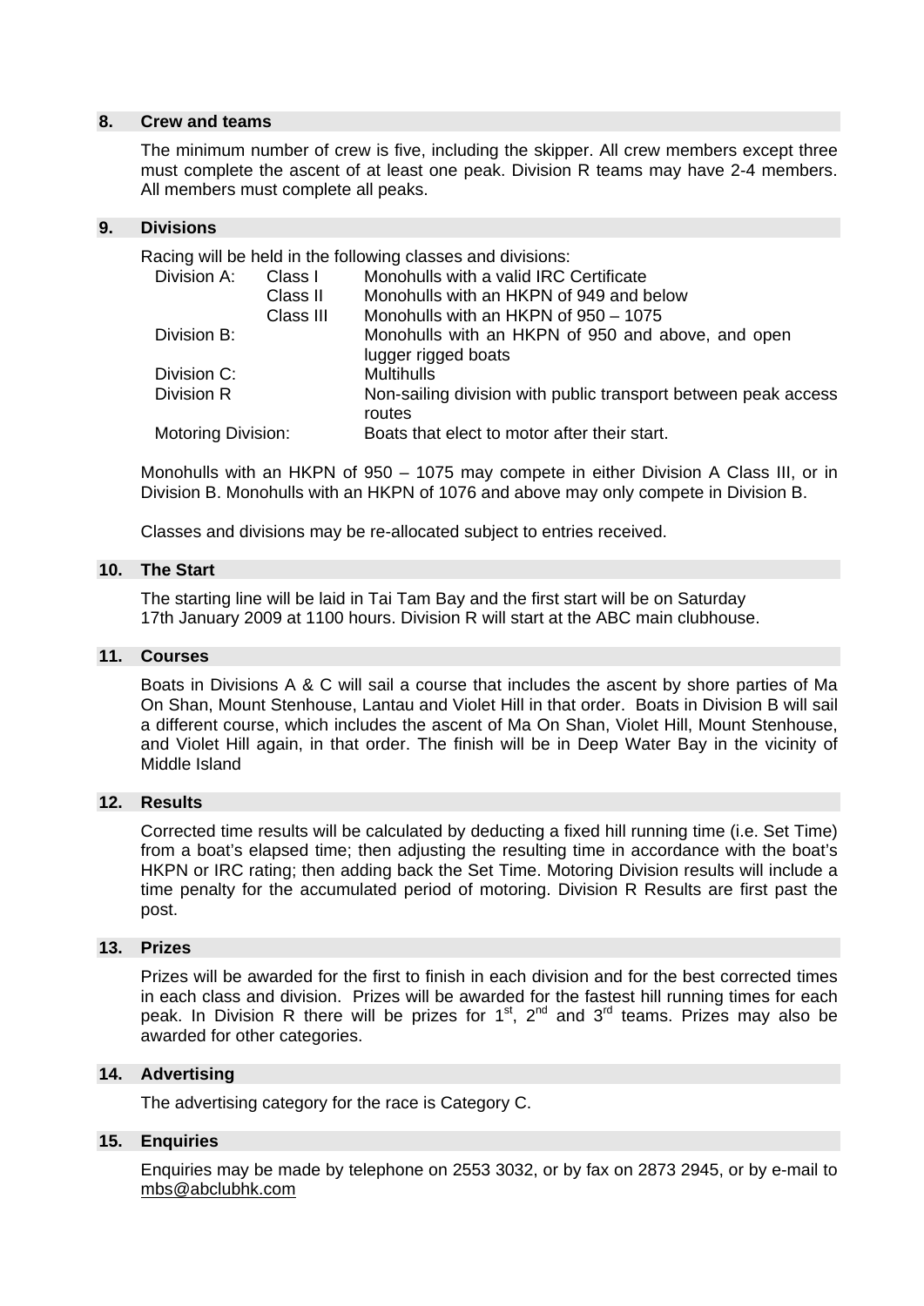## 8. Crew and teams

The minimum number of crew is five, including the skipper. All crew members except three must complete the ascent of at least one peak. Division R teams may have 2-4 members. All members must complete all peaks.

## 9. Divisions

Racing will be held in the following classes and divisions:

| | | |
|---|---|---|
| Division A: | Class I | Monohulls with a valid IRC Certificate |
| | Class II | Monohulls with an HKPN of 949 and below |
| | Class III | Monohulls with an HKPN of 950 – 1075 |
| Division B: | | Monohulls with an HKPN of 950 and above, and open lugger rigged boats |
| Division C: | | Multihulls |
| Division R | | Non-sailing division with public transport between peak access routes |
| Motoring Division: | | Boats that elect to motor after their start. |

Monohulls with an HKPN of 950 – 1075 may compete in either Division A Class III, or in Division B. Monohulls with an HKPN of 1076 and above may only compete in Division B.

Classes and divisions may be re-allocated subject to entries received.

## 10. The Start

The starting line will be laid in Tai Tam Bay and the first start will be on Saturday 17th January 2009 at 1100 hours. Division R will start at the ABC main clubhouse.

## 11. Courses

Boats in Divisions A & C will sail a course that includes the ascent by shore parties of Ma On Shan, Mount Stenhouse, Lantau and Violet Hill in that order. Boats in Division B will sail a different course, which includes the ascent of Ma On Shan, Violet Hill, Mount Stenhouse, and Violet Hill again, in that order. The finish will be in Deep Water Bay in the vicinity of Middle Island

## 12. Results

Corrected time results will be calculated by deducting a fixed hill running time (i.e. Set Time) from a boat's elapsed time; then adjusting the resulting time in accordance with the boat's HKPN or IRC rating; then adding back the Set Time. Motoring Division results will include a time penalty for the accumulated period of motoring. Division R Results are first past the post.

## 13. Prizes

Prizes will be awarded for the first to finish in each division and for the best corrected times in each class and division. Prizes will be awarded for the fastest hill running times for each peak. In Division R there will be prizes for 1st, 2nd and 3rd teams. Prizes may also be awarded for other categories.

## 14. Advertising

The advertising category for the race is Category C.

## 15. Enquiries

Enquiries may be made by telephone on 2553 3032, or by fax on 2873 2945, or by e-mail to mbs@abclubhk.com